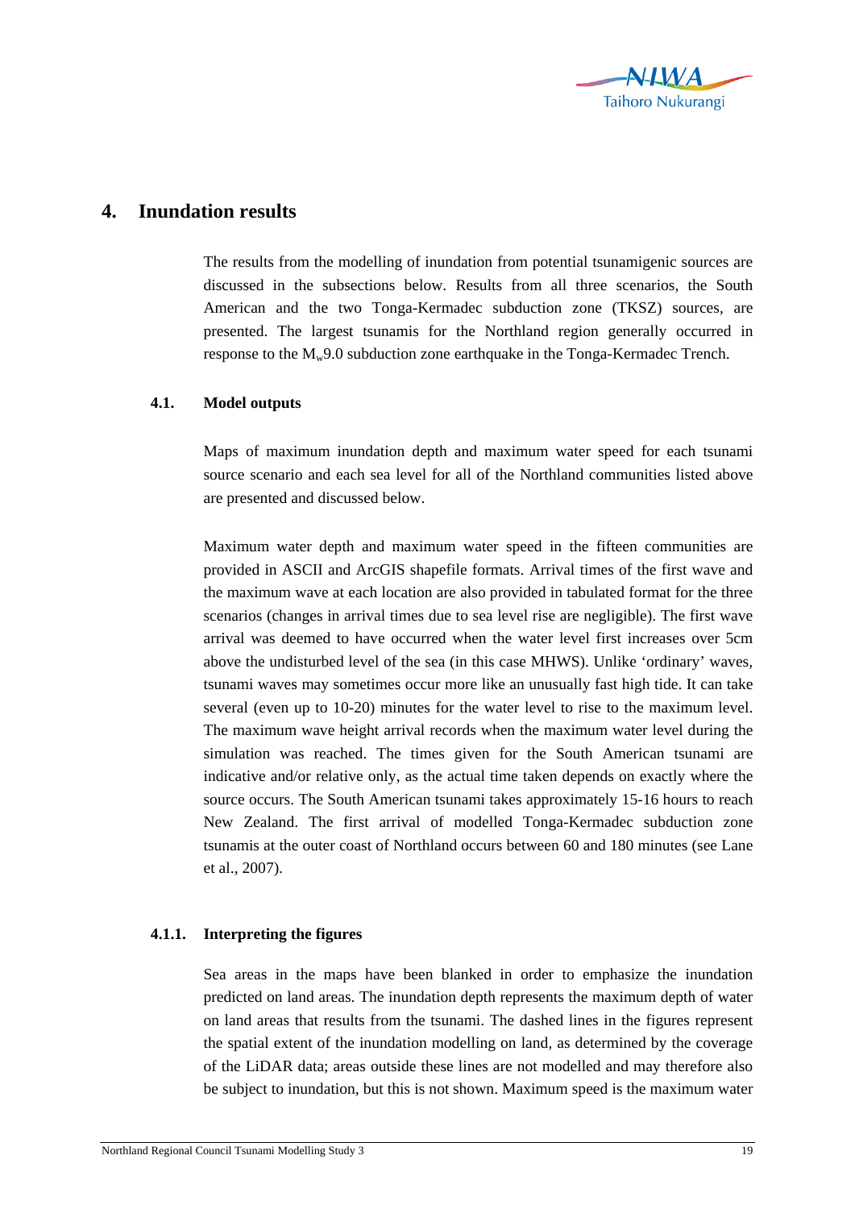# 4. Inundation results

The results from the modelling of inundation from potential tsunamigenic sources are discussed in the subsections below. Results from all three scenarios, the South American and the two Tonga-Kermadec subduction zone (TKSZ) sources, are presented. The largest tsunamis for the Northland region generally occurred in response to the $M_w$9.0 subduction zone earthquake in the Tonga-Kermadec Trench.

## 4.1. Model outputs

Maps of maximum inundation depth and maximum water speed for each tsunami source scenario and each sea level for all of the Northland communities listed above are presented and discussed below.

Maximum water depth and maximum water speed in the fifteen communities are provided in ASCII and ArcGIS shapefile formats. Arrival times of the first wave and the maximum wave at each location are also provided in tabulated format for the three scenarios (changes in arrival times due to sea level rise are negligible). The first wave arrival was deemed to have occurred when the water level first increases over 5cm above the undisturbed level of the sea (in this case MHWS). Unlike 'ordinary' waves, tsunami waves may sometimes occur more like an unusually fast high tide. It can take several (even up to 10-20) minutes for the water level to rise to the maximum level. The maximum wave height arrival records when the maximum water level during the simulation was reached. The times given for the South American tsunami are indicative and/or relative only, as the actual time taken depends on exactly where the source occurs. The South American tsunami takes approximately 15-16 hours to reach New Zealand. The first arrival of modelled Tonga-Kermadec subduction zone tsunamis at the outer coast of Northland occurs between 60 and 180 minutes (see Lane et al., 2007).

### 4.1.1. Interpreting the figures

Sea areas in the maps have been blanked in order to emphasize the inundation predicted on land areas. The inundation depth represents the maximum depth of water on land areas that results from the tsunami. The dashed lines in the figures represent the spatial extent of the inundation modelling on land, as determined by the coverage of the LiDAR data; areas outside these lines are not modelled and may therefore also be subject to inundation, but this is not shown. Maximum speed is the maximum water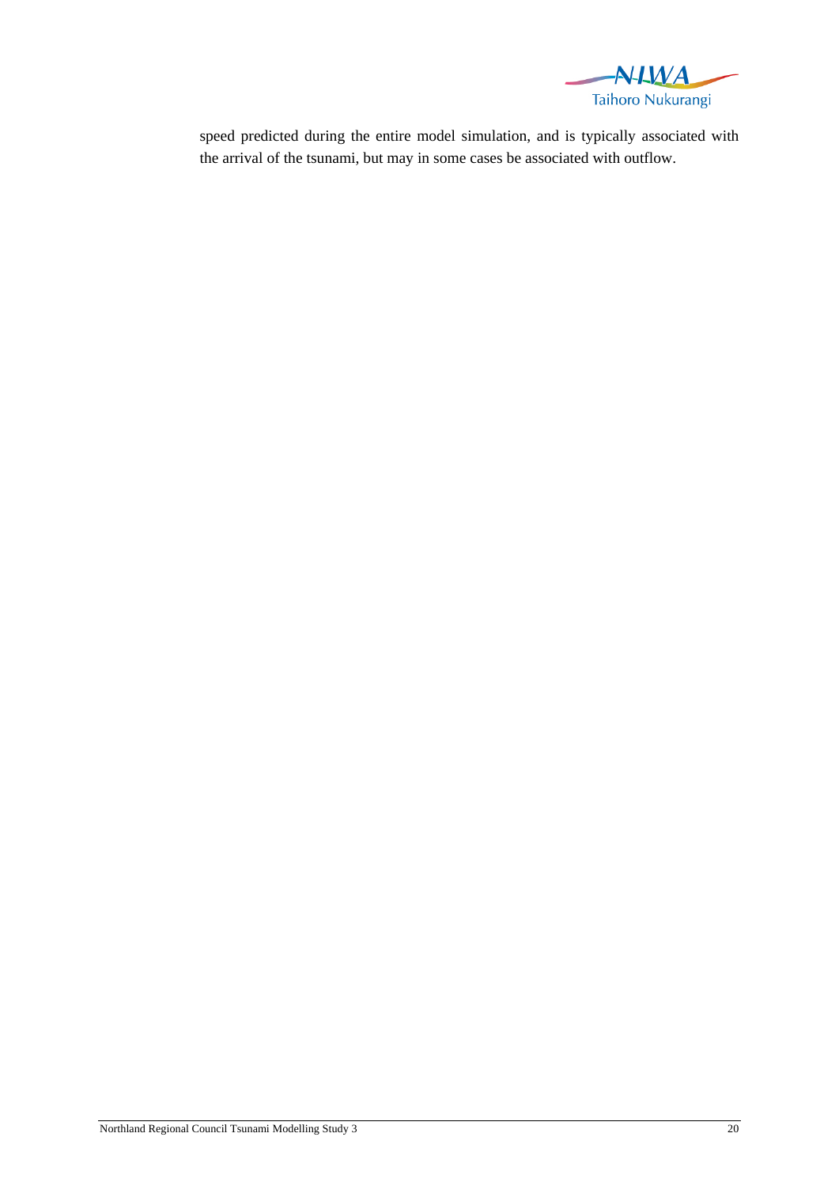speed predicted during the entire model simulation, and is typically associated with the arrival of the tsunami, but may in some cases be associated with outflow.